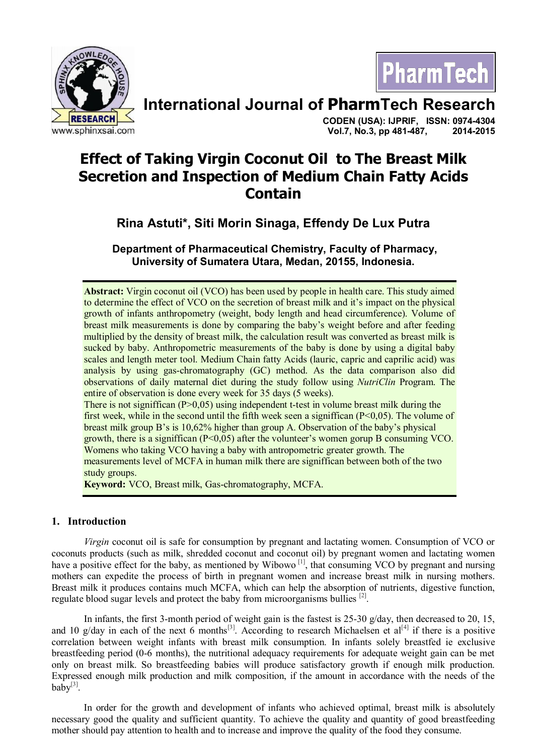# International Journal of PharmTech Research

CODEN (USA): IJPRIF, ISSN: 0974-4304
Vol.7, No.3, pp 481-487, 2014-2015

# Effect of Taking Virgin Coconut Oil to The Breast Milk Secretion and Inspection of Medium Chain Fatty Acids Contain

## Rina Astuti*, Siti Morin Sinaga, Effendy De Lux Putra

**Department of Pharmaceutical Chemistry, Faculty of Pharmacy, University of Sumatera Utara, Medan, 20155, Indonesia.**

**Abstract:** Virgin coconut oil (VCO) has been used by people in health care. This study aimed to determine the effect of VCO on the secretion of breast milk and it's impact on the physical growth of infants anthropometry (weight, body length and head circumference). Volume of breast milk measurements is done by comparing the baby's weight before and after feeding multiplied by the density of breast milk, the calculation result was converted as breast milk is sucked by baby. Anthropometric measurements of the baby is done by using a digital baby scales and length meter tool. Medium Chain fatty Acids (lauric, capric and caprilic acid) was analysis by using gas-chromatography (GC) method. As the data comparison also did observations of daily maternal diet during the study follow using *NutriClin* Program. The entire of observation is done every week for 35 days (5 weeks).

There is not signiffican (P>0,05) using independent t-test in volume breast milk during the first week, while in the second until the fifth week seen a signiffican (P<0,05). The volume of breast milk group B's is 10,62% higher than group A. Observation of the baby's physical growth, there is a signiffican (P<0,05) after the volunteer's women gorup B consuming VCO. Womens who taking VCO having a baby with antropometric greater growth. The measurements level of MCFA in human milk there are signiffican between both of the two study groups.

**Keyword:** VCO, Breast milk, Gas-chromatography, MCFA.

## 1. Introduction

*Virgin* coconut oil is safe for consumption by pregnant and lactating women. Consumption of VCO or coconuts products (such as milk, shredded coconut and coconut oil) by pregnant women and lactating women have a positive effect for the baby, as mentioned by Wibowo [1], that consuming VCO by pregnant and nursing mothers can expedite the process of birth in pregnant women and increase breast milk in nursing mothers. Breast milk it produces contains much MCFA, which can help the absorption of nutrients, digestive function, regulate blood sugar levels and protect the baby from microorganisms bullies [2].

In infants, the first 3-month period of weight gain is the fastest is 25-30 g/day, then decreased to 20, 15, and 10 g/day in each of the next 6 months[3]. According to research Michaelsen et al[4] if there is a positive correlation between weight infants with breast milk consumption. In infants solely breastfed ie exclusive breastfeeding period (0-6 months), the nutritional adequacy requirements for adequate weight gain can be met only on breast milk. So breastfeeding babies will produce satisfactory growth if enough milk production. Expressed enough milk production and milk composition, if the amount in accordance with the needs of the baby[3].

In order for the growth and development of infants who achieved optimal, breast milk is absolutely necessary good the quality and sufficient quantity. To achieve the quality and quantity of good breastfeeding mother should pay attention to health and to increase and improve the quality of the food they consume.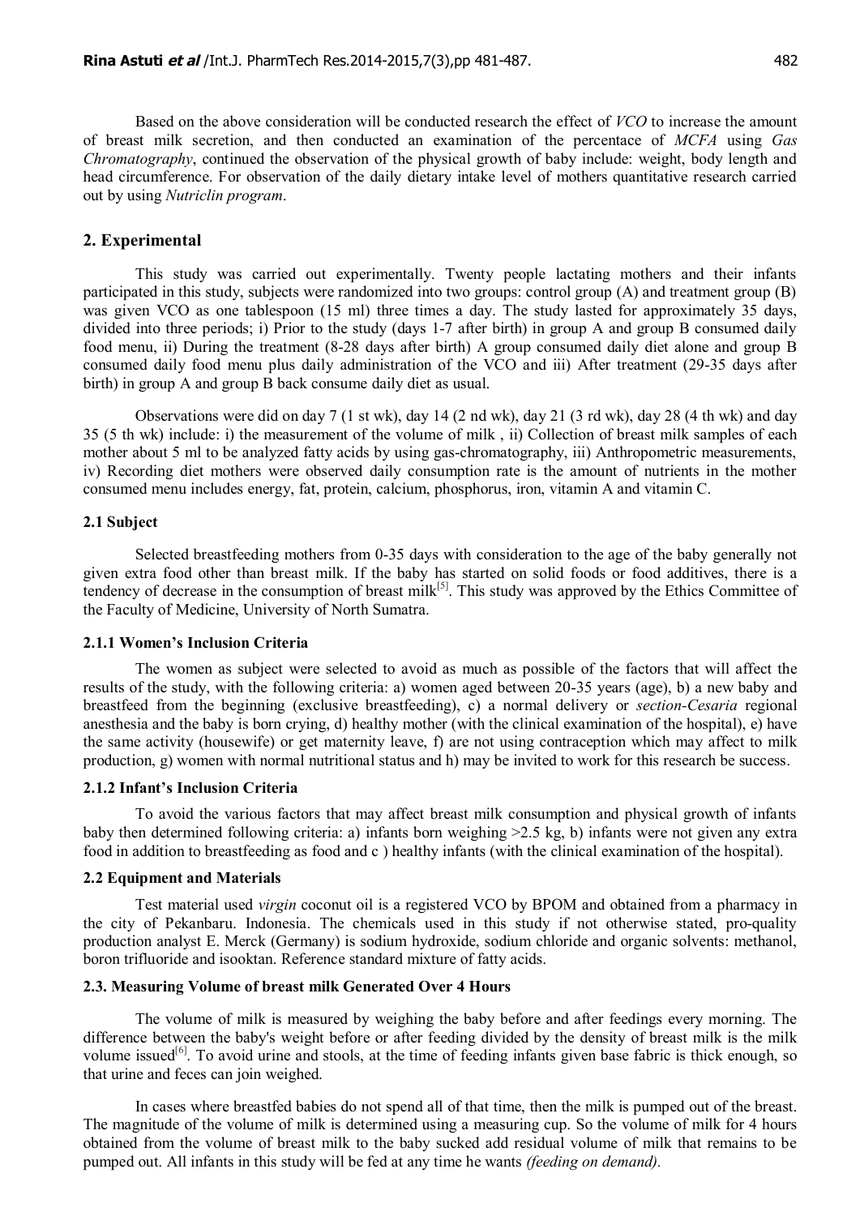Based on the above consideration will be conducted research the effect of *VCO* to increase the amount of breast milk secretion, and then conducted an examination of the percentace of *MCFA* using *Gas Chromatography*, continued the observation of the physical growth of baby include: weight, body length and head circumference. For observation of the daily dietary intake level of mothers quantitative research carried out by using *Nutriclin program*.

## 2. Experimental

This study was carried out experimentally. Twenty people lactating mothers and their infants participated in this study, subjects were randomized into two groups: control group (A) and treatment group (B) was given VCO as one tablespoon (15 ml) three times a day. The study lasted for approximately 35 days, divided into three periods; i) Prior to the study (days 1-7 after birth) in group A and group B consumed daily food menu, ii) During the treatment (8-28 days after birth) A group consumed daily diet alone and group B consumed daily food menu plus daily administration of the VCO and iii) After treatment (29-35 days after birth) in group A and group B back consume daily diet as usual.

Observations were did on day 7 (1 st wk), day 14 (2 nd wk), day 21 (3 rd wk), day 28 (4 th wk) and day 35 (5 th wk) include: i) the measurement of the volume of milk , ii) Collection of breast milk samples of each mother about 5 ml to be analyzed fatty acids by using gas-chromatography, iii) Anthropometric measurements, iv) Recording diet mothers were observed daily consumption rate is the amount of nutrients in the mother consumed menu includes energy, fat, protein, calcium, phosphorus, iron, vitamin A and vitamin C.

### 2.1 Subject

Selected breastfeeding mothers from 0-35 days with consideration to the age of the baby generally not given extra food other than breast milk. If the baby has started on solid foods or food additives, there is a tendency of decrease in the consumption of breast milk[5]. This study was approved by the Ethics Committee of the Faculty of Medicine, University of North Sumatra.

#### 2.1.1 Women's Inclusion Criteria

The women as subject were selected to avoid as much as possible of the factors that will affect the results of the study, with the following criteria: a) women aged between 20-35 years (age), b) a new baby and breastfeed from the beginning (exclusive breastfeeding), c) a normal delivery or *section-Cesaria* regional anesthesia and the baby is born crying, d) healthy mother (with the clinical examination of the hospital), e) have the same activity (housewife) or get maternity leave, f) are not using contraception which may affect to milk production, g) women with normal nutritional status and h) may be invited to work for this research be success.

#### 2.1.2 Infant's Inclusion Criteria

To avoid the various factors that may affect breast milk consumption and physical growth of infants baby then determined following criteria: a) infants born weighing >2.5 kg, b) infants were not given any extra food in addition to breastfeeding as food and c ) healthy infants (with the clinical examination of the hospital).

### 2.2 Equipment and Materials

Test material used *virgin* coconut oil is a registered VCO by BPOM and obtained from a pharmacy in the city of Pekanbaru. Indonesia. The chemicals used in this study if not otherwise stated, pro-quality production analyst E. Merck (Germany) is sodium hydroxide, sodium chloride and organic solvents: methanol, boron trifluoride and isooktan. Reference standard mixture of fatty acids.

### 2.3. Measuring Volume of breast milk Generated Over 4 Hours

The volume of milk is measured by weighing the baby before and after feedings every morning. The difference between the baby's weight before or after feeding divided by the density of breast milk is the milk volume issued[6]. To avoid urine and stools, at the time of feeding infants given base fabric is thick enough, so that urine and feces can join weighed.

In cases where breastfed babies do not spend all of that time, then the milk is pumped out of the breast. The magnitude of the volume of milk is determined using a measuring cup. So the volume of milk for 4 hours obtained from the volume of breast milk to the baby sucked add residual volume of milk that remains to be pumped out. All infants in this study will be fed at any time he wants *(feeding on demand).*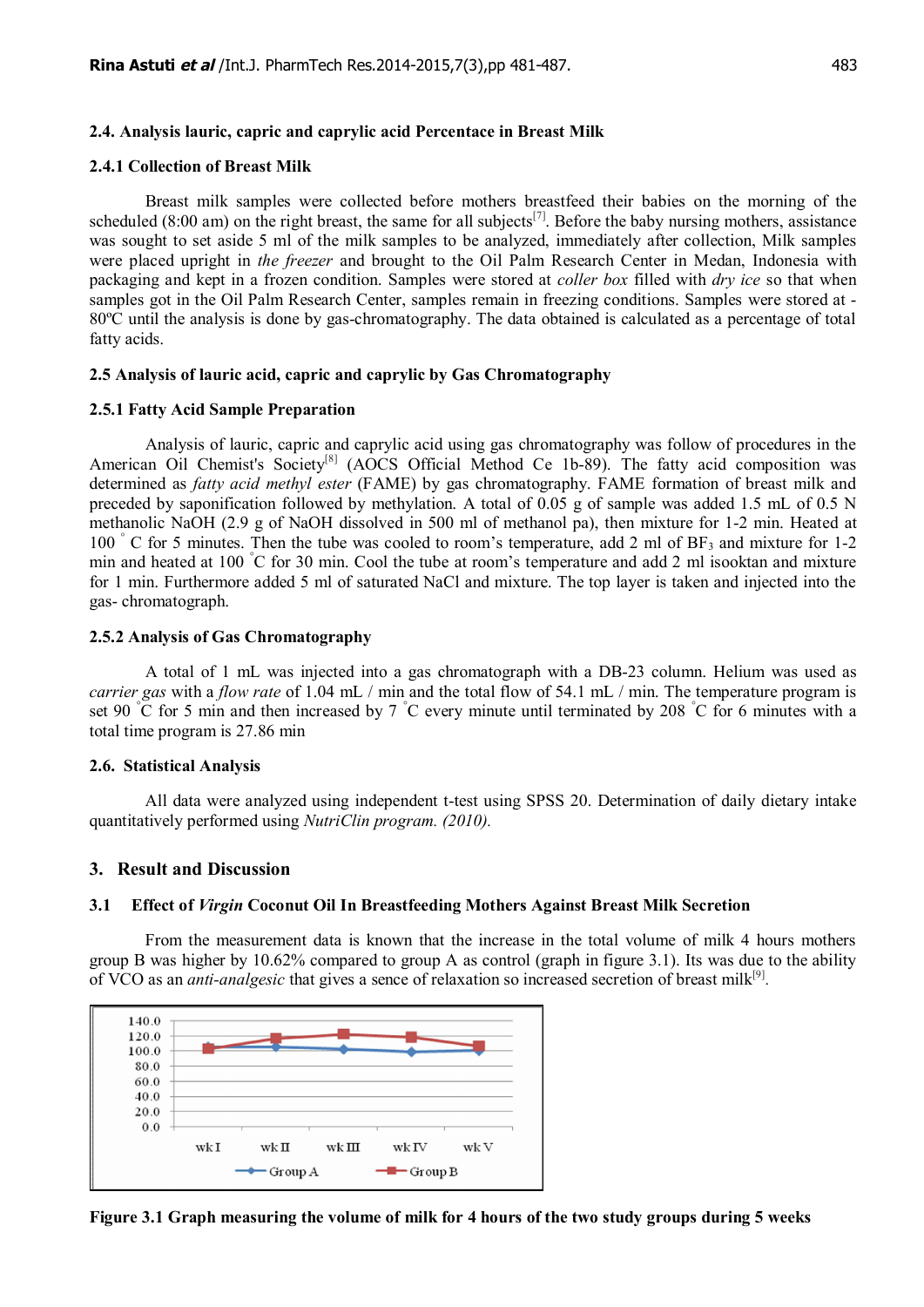### 2.4. Analysis lauric, capric and caprylic acid Percentace in Breast Milk

#### 2.4.1 Collection of Breast Milk

Breast milk samples were collected before mothers breastfeed their babies on the morning of the scheduled (8:00 am) on the right breast, the same for all subjects[7]. Before the baby nursing mothers, assistance was sought to set aside 5 ml of the milk samples to be analyzed, immediately after collection, Milk samples were placed upright in *the freezer* and brought to the Oil Palm Research Center in Medan, Indonesia with packaging and kept in a frozen condition. Samples were stored at *coller box* filled with *dry ice* so that when samples got in the Oil Palm Research Center, samples remain in freezing conditions. Samples were stored at -80ºC until the analysis is done by gas-chromatography. The data obtained is calculated as a percentage of total fatty acids.

### 2.5 Analysis of lauric acid, capric and caprylic by Gas Chromatography

#### 2.5.1 Fatty Acid Sample Preparation

Analysis of lauric, capric and caprylic acid using gas chromatography was follow of procedures in the American Oil Chemist's Society[8] (AOCS Official Method Ce 1b-89). The fatty acid composition was determined as *fatty acid methyl ester* (FAME) by gas chromatography. FAME formation of breast milk and preceded by saponification followed by methylation. A total of 0.05 g of sample was added 1.5 mL of 0.5 N methanolic NaOH (2.9 g of NaOH dissolved in 500 ml of methanol pa), then mixture for 1-2 min. Heated at 100 ° C for 5 minutes. Then the tube was cooled to room's temperature, add 2 ml of $BF_3$ and mixture for 1-2 min and heated at 100 °C for 30 min. Cool the tube at room's temperature and add 2 ml isooktan and mixture for 1 min. Furthermore added 5 ml of saturated NaCl and mixture. The top layer is taken and injected into the gas- chromatograph.

#### 2.5.2 Analysis of Gas Chromatography

A total of 1 mL was injected into a gas chromatograph with a DB-23 column. Helium was used as *carrier gas* with a *flow rate* of 1.04 mL / min and the total flow of 54.1 mL / min. The temperature program is set 90 °C for 5 min and then increased by 7 °C every minute until terminated by 208 °C for 6 minutes with a total time program is 27.86 min

### 2.6. Statistical Analysis

All data were analyzed using independent t-test using SPSS 20. Determination of daily dietary intake quantitatively performed using *NutriClin program. (2010).*

## 3. Result and Discussion

### 3.1 Effect of *Virgin* Coconut Oil In Breastfeeding Mothers Against Breast Milk Secretion

From the measurement data is known that the increase in the total volume of milk 4 hours mothers group B was higher by 10.62% compared to group A as control (graph in figure 3.1). Its was due to the ability of VCO as an *anti-analgesic* that gives a sence of relaxation so increased secretion of breast milk[9].

**Figure 3.1 Graph measuring the volume of milk for 4 hours of the two study groups during 5 weeks**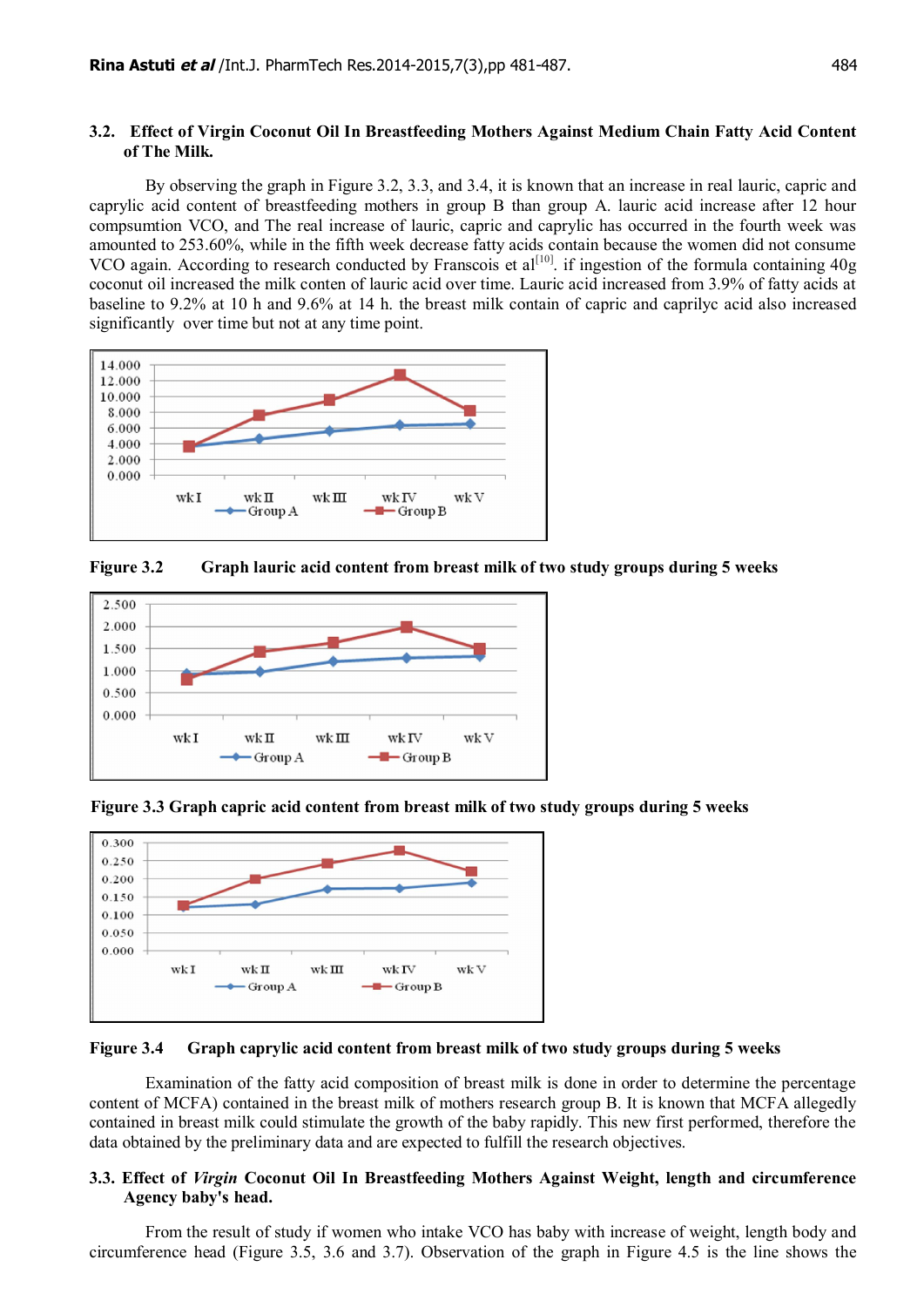### 3.2. Effect of Virgin Coconut Oil In Breastfeeding Mothers Against Medium Chain Fatty Acid Content of The Milk.

By observing the graph in Figure 3.2, 3.3, and 3.4, it is known that an increase in real lauric, capric and caprylic acid content of breastfeeding mothers in group B than group A. lauric acid increase after 12 hour compsumtion VCO, and The real increase of lauric, capric and caprylic has occurred in the fourth week was amounted to 253.60%, while in the fifth week decrease fatty acids contain because the women did not consume VCO again. According to research conducted by Franscois et al[10]. if ingestion of the formula containing 40g coconut oil increased the milk conten of lauric acid over time. Lauric acid increased from 3.9% of fatty acids at baseline to 9.2% at 10 h and 9.6% at 14 h. the breast milk contain of capric and caprilyc acid also increased significantly over time but not at any time point.

**Figure 3.2 Graph lauric acid content from breast milk of two study groups during 5 weeks**

**Figure 3.3 Graph capric acid content from breast milk of two study groups during 5 weeks**

**Figure 3.4 Graph caprylic acid content from breast milk of two study groups during 5 weeks**

Examination of the fatty acid composition of breast milk is done in order to determine the percentage content of MCFA) contained in the breast milk of mothers research group B. It is known that MCFA allegedly contained in breast milk could stimulate the growth of the baby rapidly. This new first performed, therefore the data obtained by the preliminary data and are expected to fulfill the research objectives.

### 3.3. Effect of *Virgin* Coconut Oil In Breastfeeding Mothers Against Weight, length and circumference Agency baby's head.

From the result of study if women who intake VCO has baby with increase of weight, length body and circumference head (Figure 3.5, 3.6 and 3.7). Observation of the graph in Figure 4.5 is the line shows the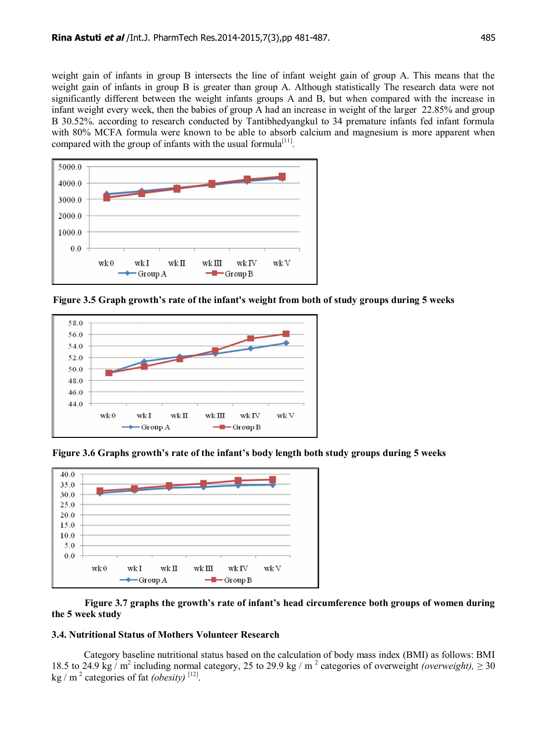weight gain of infants in group B intersects the line of infant weight gain of group A. This means that the weight gain of infants in group B is greater than group A. Although statistically The research data were not significantly different between the weight infants groups A and B, but when compared with the increase in infant weight every week, then the babies of group A had an increase in weight of the larger 22.85% and group B 30.52%. according to research conducted by Tantibhedyangkul to 34 premature infants fed infant formula with 80% MCFA formula were known to be able to absorb calcium and magnesium is more apparent when compared with the group of infants with the usual formula[11].

**Figure 3.5 Graph growth's rate of the infant's weight from both of study groups during 5 weeks**

**Figure 3.6 Graphs growth's rate of the infant's body length both study groups during 5 weeks**

**Figure 3.7 graphs the growth's rate of infant's head circumference both groups of women during the 5 week study**

### 3.4. Nutritional Status of Mothers Volunteer Research

Category baseline nutritional status based on the calculation of body mass index (BMI) as follows: BMI 18.5 to 24.9 kg / $m^2$ including normal category, 25 to 29.9 kg / $m^2$ categories of overweight *(overweight),* $\geq 30$ kg / $m^2$ categories of fat *(obesity)* [12].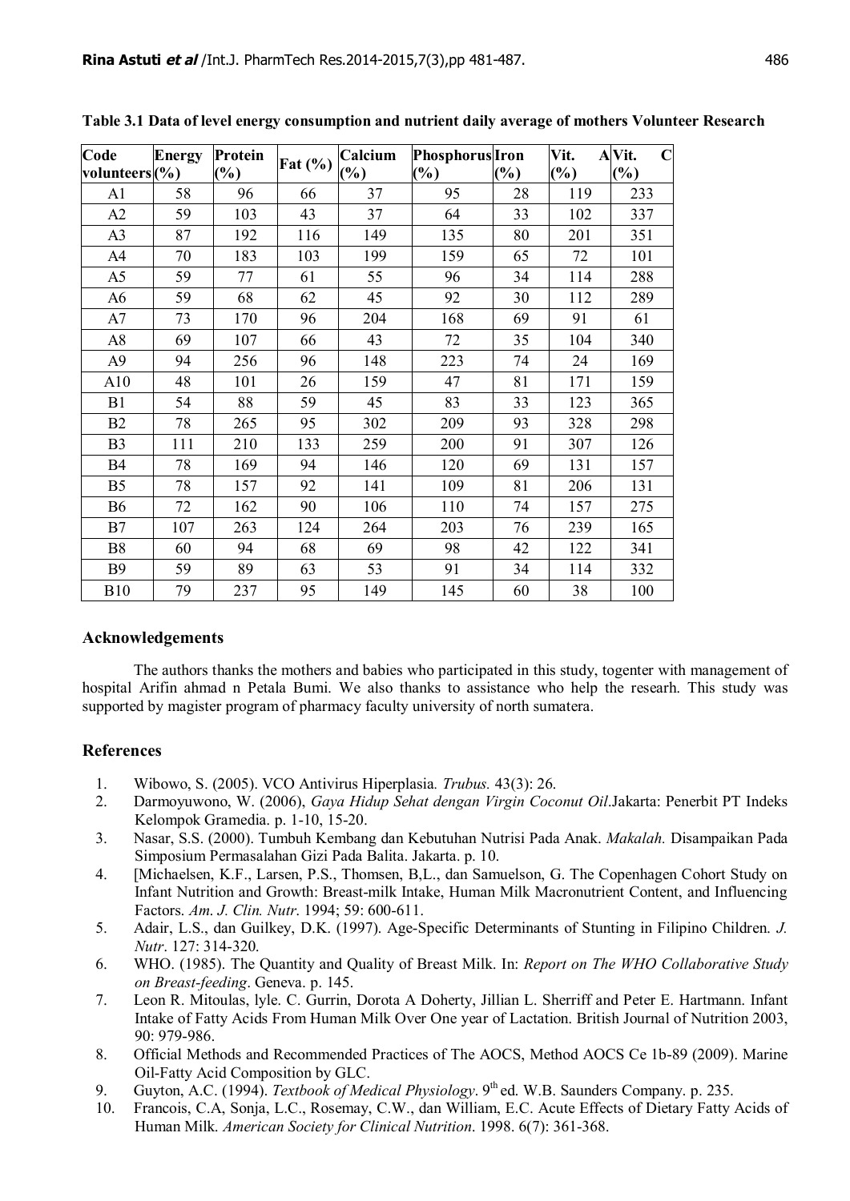**Table 3.1 Data of level energy consumption and nutrient daily average of mothers Volunteer Research**

| Code volunteers | Energy (%) | Protein (%) | Fat (%) | Calcium (%) | Phosphorus (%) | Iron (%) | Vit. A (%) | Vit. C (%) |
|---|---|---|---|---|---|---|---|---|
| A1 | 58 | 96 | 66 | 37 | 95 | 28 | 119 | 233 |
| A2 | 59 | 103 | 43 | 37 | 64 | 33 | 102 | 337 |
| A3 | 87 | 192 | 116 | 149 | 135 | 80 | 201 | 351 |
| A4 | 70 | 183 | 103 | 199 | 159 | 65 | 72 | 101 |
| A5 | 59 | 77 | 61 | 55 | 96 | 34 | 114 | 288 |
| A6 | 59 | 68 | 62 | 45 | 92 | 30 | 112 | 289 |
| A7 | 73 | 170 | 96 | 204 | 168 | 69 | 91 | 61 |
| A8 | 69 | 107 | 66 | 43 | 72 | 35 | 104 | 340 |
| A9 | 94 | 256 | 96 | 148 | 223 | 74 | 24 | 169 |
| A10 | 48 | 101 | 26 | 159 | 47 | 81 | 171 | 159 |
| B1 | 54 | 88 | 59 | 45 | 83 | 33 | 123 | 365 |
| B2 | 78 | 265 | 95 | 302 | 209 | 93 | 328 | 298 |
| B3 | 111 | 210 | 133 | 259 | 200 | 91 | 307 | 126 |
| B4 | 78 | 169 | 94 | 146 | 120 | 69 | 131 | 157 |
| B5 | 78 | 157 | 92 | 141 | 109 | 81 | 206 | 131 |
| B6 | 72 | 162 | 90 | 106 | 110 | 74 | 157 | 275 |
| B7 | 107 | 263 | 124 | 264 | 203 | 76 | 239 | 165 |
| B8 | 60 | 94 | 68 | 69 | 98 | 42 | 122 | 341 |
| B9 | 59 | 89 | 63 | 53 | 91 | 34 | 114 | 332 |
| B10 | 79 | 237 | 95 | 149 | 145 | 60 | 38 | 100 |

## Acknowledgements

The authors thanks the mothers and babies who participated in this study, togenter with management of hospital Arifin ahmad n Petala Bumi. We also thanks to assistance who help the researh. This study was supported by magister program of pharmacy faculty university of north sumatera.

## References

1. Wibowo, S. (2005). VCO Antivirus Hiperplasia. *Trubus.* 43(3): 26.
2. Darmoyuwono, W. (2006), *Gaya Hidup Sehat dengan Virgin Coconut Oil*.Jakarta: Penerbit PT Indeks Kelompok Gramedia. p. 1-10, 15-20.
3. Nasar, S.S. (2000). Tumbuh Kembang dan Kebutuhan Nutrisi Pada Anak. *Makalah.* Disampaikan Pada Simposium Permasalahan Gizi Pada Balita. Jakarta. p. 10.
4. [Michaelsen, K.F., Larsen, P.S., Thomsen, B,L., dan Samuelson, G. The Copenhagen Cohort Study on Infant Nutrition and Growth: Breast-milk Intake, Human Milk Macronutrient Content, and Influencing Factors. *Am. J. Clin. Nutr*. 1994; 59: 600-611.
5. Adair, L.S., dan Guilkey, D.K. (1997). Age-Specific Determinants of Stunting in Filipino Children. *J. Nutr*. 127: 314-320.
6. WHO. (1985). The Quantity and Quality of Breast Milk. In: *Report on The WHO Collaborative Study on Breast-feeding*. Geneva. p. 145.
7. Leon R. Mitoulas, lyle. C. Gurrin, Dorota A Doherty, Jillian L. Sherriff and Peter E. Hartmann. Infant Intake of Fatty Acids From Human Milk Over One year of Lactation. British Journal of Nutrition 2003, 90: 979-986.
8. Official Methods and Recommended Practices of The AOCS, Method AOCS Ce 1b-89 (2009). Marine Oil-Fatty Acid Composition by GLC.
9. Guyton, A.C. (1994). *Textbook of Medical Physiology*. 9th ed. W.B. Saunders Company. p. 235.
10. Francois, C.A, Sonja, L.C., Rosemay, C.W., dan William, E.C. Acute Effects of Dietary Fatty Acids of Human Milk. *American Society for Clinical Nutrition*. 1998. 6(7): 361-368.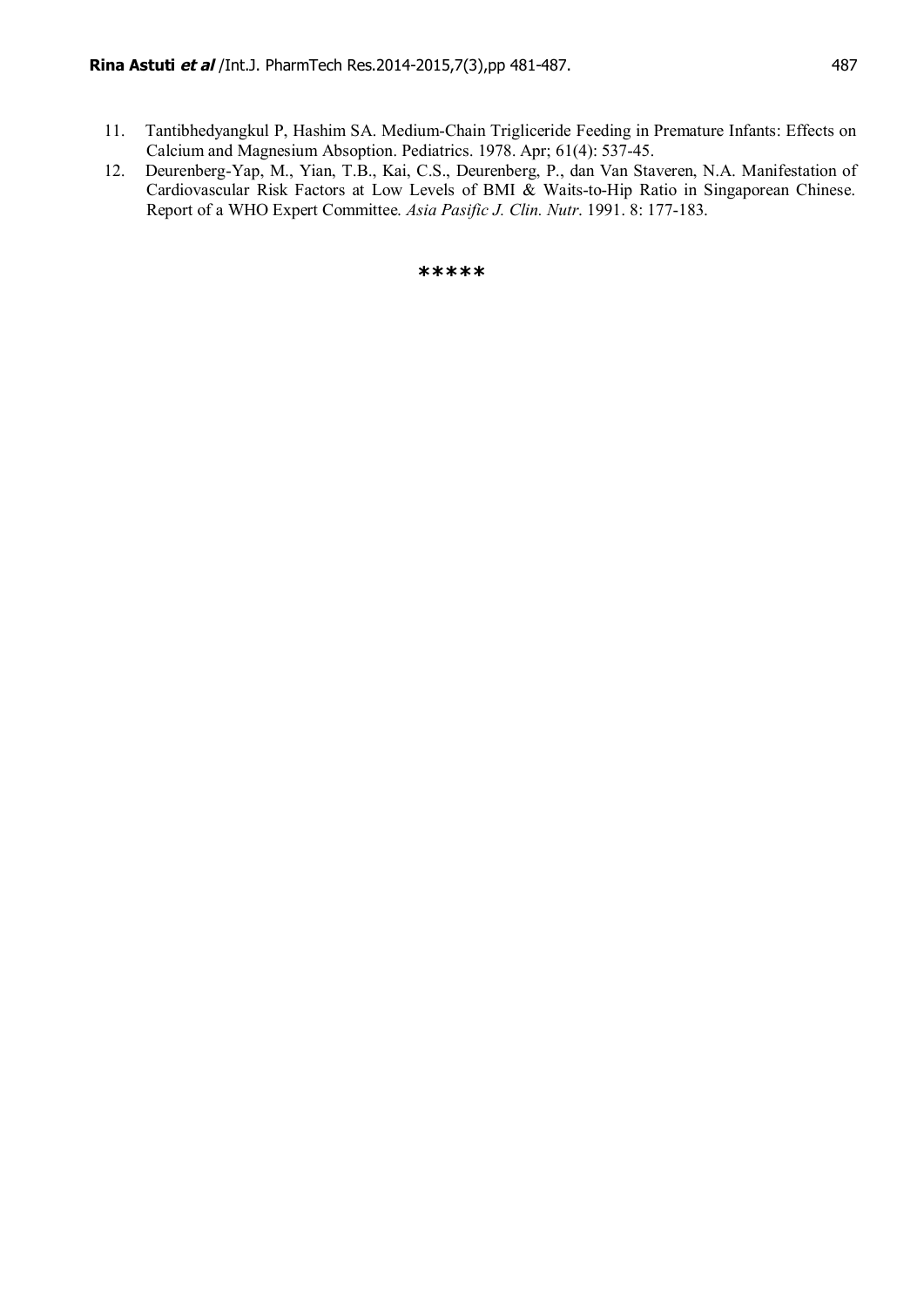11. Tantibhedyangkul P, Hashim SA. Medium-Chain Trigliceride Feeding in Premature Infants: Effects on Calcium and Magnesium Absoption. Pediatrics. 1978. Apr; 61(4): 537-45.
12. Deurenberg-Yap, M., Yian, T.B., Kai, C.S., Deurenberg, P., dan Van Staveren, N.A. Manifestation of Cardiovascular Risk Factors at Low Levels of BMI & Waits-to-Hip Ratio in Singaporean Chinese. Report of a WHO Expert Committee. *Asia Pasific J. Clin. Nutr*. 1991. 8: 177-183.

*****